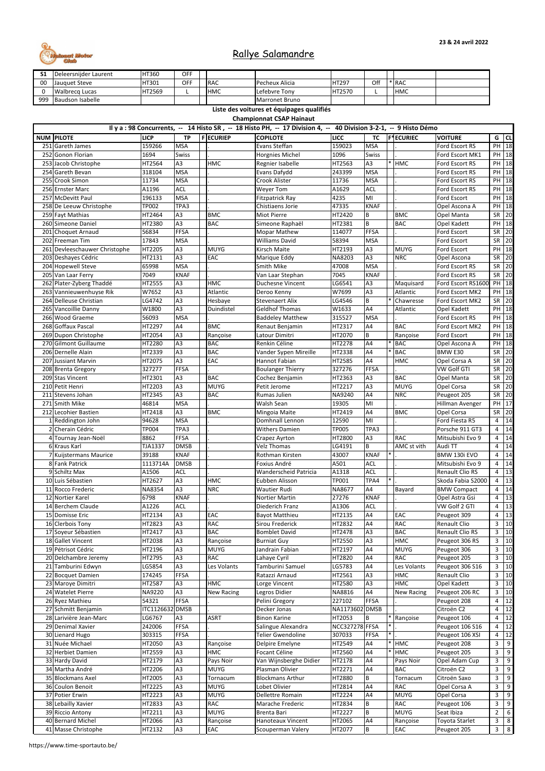23 & 24 avril 2022

# Rallye Salamandre

| | | | | | | | | | | |
|---|---|---|---|---|---|---|---|---|---|---|
| S1 | Deleersnijder Laurent | HT360 | OFF | | | | | | | |
| 00 | Jauquet Steve | HT301 | OFF | | RAC | Pecheux Alicia | HT297 | Off | * | RAC |
| 0 | Walbrecq Lucas | HT2569 | L | | HMC | Lefebvre Tony | HT2570 | L | | HMC |
| 999 | Baudson Isabelle | | | | | Marronet Bruno | | | | |

**Liste des voitures et équipages qualifiés**

**Championnat CSAP Hainaut**

**Il y a : 98 Concurrents, -- 14 Histo SR , -- 18 Histo PH, -- 17 Division 4, -- 40 Division 3-2-1, -- 9 Histo Démo**

| NUM | PILOTE | LICP | TP | F | ECURIEP | COPILOTE | LICC | TC | F* | ECURIEC | VOITURE | G | CL |
|---|---|---|---|---|---|---|---|---|---|---|---|---|---|
| 251 | Gareth James | 159266 | MSA | | . | Evans Steffan | 159023 | MSA | | . | Ford Escort RS | PH | 18 |
| 252 | Gonon Florian | 1694 | Swiss | | . | Horgnies Michel | 1096 | Swiss | | . | Ford Escort MK1 | PH | 18 |
| 253 | Jacob Christophe | HT2564 | A3 | | HMC | Regnier Isabelle | HT2563 | A3 | * | HMC | Ford Escort RS | PH | 18 |
| 254 | Gareth Bevan | 318104 | MSA | | . | Evans Dafydd | 243399 | MSA | | . | Ford Escort RS | PH | 18 |
| 255 | Crook Simon | 11734 | MSA | | . | Crook Alister | 11736 | MSA | | . | Ford Escort RS | PH | 18 |
| 256 | Ernster Marc | A1196 | ACL | | . | Weyer Tom | A1629 | ACL | | . | Ford Escort RS | PH | 18 |
| 257 | McDevitt Paul | 196133 | MSA | | . | Fitzpatrick Ray | 4235 | MI | | . | Ford Escort | PH | 18 |
| 258 | De Leeuw Christophe | TP002 | TPA3 | | . | Chistiaens Jorie | 47335 | KNAF | | . | Opel Ascona A | PH | 18 |
| 259 | Fayt Mathias | HT2464 | A3 | | BMC | Miot Pierre | HT2420 | B | | BMC | Opel Manta | SR | 20 |
| 260 | Simeone Daniel | HT2380 | A3 | | BAC | Simeone Raphaël | HT2381 | B | | BAC | Opel Kadett | PH | 18 |
| 201 | Choquet Arnaud | 56834 | FFSA | | . | Mopar Mathew | 114077 | FFSA | | . | Ford Escort | SR | 20 |
| 202 | Freeman Tim | 17843 | MSA | | . | Williams David | 58394 | MSA | | . | Ford Escort | SR | 20 |
| 261 | Devleeschauwer Christophe | HT2205 | A3 | | MUYG | Kirsch Maite | HT2193 | A3 | | MUYG | Ford Escort | PH | 18 |
| 203 | Deshayes Cédric | HT2131 | A3 | | EAC | Marique Eddy | NA8203 | A3 | | NRC | Opel Ascona | SR | 20 |
| 204 | Hopewell Steve | 65998 | MSA | | . | Smith Mike | 47008 | MSA | | . | Ford Escort RS | SR | 20 |
| 205 | Van Laar Ferry | 7049 | KNAF | | . | Van Laar Stephan | 7045 | KNAF | | . | Ford Escort RS | SR | 20 |
| 262 | Plater-Zyberg Thaddé | HT2555 | A3 | | HMC | Duchesne Vincent | LG6541 | A3 | | Maquisard | Ford Escort RS1600 | PH | 18 |
| 263 | Vannieuwenhuyse Rik | W7652 | A3 | | Atlantic | Deroo Kenny | W7699 | A3 | | Atlantic | Ford Escort MK2 | PH | 18 |
| 264 | Delleuse Christian | LG4742 | A3 | | Hesbaye | Stevenaert Alix | LG4546 | B | * | Chawresse | Ford Escort MK2 | SR | 20 |
| 265 | Vancoillie Danny | W1800 | A3 | | Duindistel | Geldhof Thomas | W1633 | A4 | | Atlantic | Opel Kadett | PH | 18 |
| 266 | Wood Graeme | 56093 | MSA | | . | Baddeley Matthew | 315527 | MSA | | . | Ford Escort RS | PH | 18 |
| 268 | Goffaux Pascal | HT2297 | A4 | | BMC | Renaut Benjamin | HT2317 | A4 | | BAC | Ford Escort MK2 | PH | 18 |
| 269 | Dupon Christophe | HT2054 | A3 | | Rançoise | Latour Dimitri | HT2070 | B | | Rançoise | Ford Escort | PH | 18 |
| 270 | Gilmont Guillaume | HT2280 | A3 | | BAC | Renkin Céline | HT2278 | A4 | * | BAC | Opel Ascona A | PH | 18 |
| 206 | Dernelle Alain | HT2339 | A3 | | BAC | Vander Sypen Mireille | HT2338 | A4 | * | BAC | BMW E30 | SR | 20 |
| 207 | Jussiant Marvin | HT2075 | A3 | | EAC | Hannot Fabian | HT2585 | A4 | | HMC | Opel Corsa A | SR | 20 |
| 208 | Brenta Gregory | 327277 | FFSA | | . | Boulanger Thierry | 327276 | FFSA | | . | VW Golf GTI | SR | 20 |
| 209 | Stas Vincent | HT2301 | A3 | | BAC | Cochez Benjamin | HT2363 | A3 | | BAC | Opel Manta | SR | 20 |
| 210 | Petit Henri | HT2203 | A3 | | MUYG | Petit Jerome | HT2217 | A3 | | MUYG | Opel Corsa | SR | 20 |
| 211 | Stevens Johan | HT2345 | A3 | | BAC | Rumas Julien | NA9240 | A4 | | NRC | Peugeot 205 | SR | 20 |
| 271 | Smith Mike | 46814 | MSA | | . | Walsh Sean | 19305 | MI | | . | Hillman Avenger | PH | 17 |
| 212 | Lecohier Bastien | HT2418 | A3 | | BMC | Mingoia Maite | HT2419 | A4 | | BMC | Opel Corsa | SR | 20 |
| 1 | Reddington John | 94628 | MSA | | . | Domhnall Lennon | 12590 | MI | | . | Ford Fiesta R5 | 4 | 14 |
| 2 | Cherain Cédric | TP004 | TPA3 | | . | Withers Damien | TP005 | TPA3 | | . | Porsche 911 GT3 | 4 | 14 |
| 4 | Tournay Jean-Noël | 8862 | FFSA | | . | Crapez Ayrton | HT2800 | A3 | | RAC | Mitsubishi Evo 9 | 4 | 14 |
| 6 | Kraus Karl | TJA1337 | DMSB | | . | Velz Thomas | LG4191 | B | | AMC st vith | Audi TT | 4 | 14 |
| 7 | Kuijstermans Maurice | 39188 | KNAF | | . | Rothman Kirsten | 43007 | KNAF | * | . | BMW 130i EVO | 4 | 14 |
| 8 | Fank Patrick | 1113714A | DMSB | | . | Foxius André | A501 | ACL | | . | Mitsubishi Evo 9 | 4 | 14 |
| 9 | Schiltz Max | A1506 | ACL | | . | Wanderscheid Patricia | A1318 | ACL | | . | Renault Clio RS | 4 | 13 |
| 10 | Luis Sébastien | HT2627 | A3 | | HMC | Eubben Alisson | TP001 | TPA4 | * | . | Skoda Fabia S2000 | 4 | 13 |
| 11 | Rocco Frederic | NA8354 | A3 | | NRC | Wautier Rudi | NA8677 | A4 | | Bayard | BMW Compact | 4 | 14 |
| 12 | Nortier Karel | 6798 | KNAF | | . | Nortier Martin | 27276 | KNAF | | . | Opel Astra Gsi | 4 | 13 |
| 14 | Berchem Claude | A1226 | ACL | | . | Diederich Franz | A1306 | ACL | | . | VW Golf 2 GTI | 4 | 13 |
| 15 | Domisse Eric | HT2134 | A3 | | EAC | Bayot Matthieu | HT2135 | A4 | | EAC | Peugeot 309 | 4 | 13 |
| 16 | Clerbois Tony | HT2823 | A3 | | RAC | Sirou Frederick | HT2832 | A4 | | RAC | Renault Clio | 3 | 10 |
| 17 | Soyeur Sébastien | HT2417 | A3 | | BAC | Bomblet David | HT2478 | A3 | | BAC | Renault Clio RS | 3 | 10 |
| 18 | Gallet Vincent | HT2038 | A3 | | Rançoise | Burniat Guy | HT2550 | A3 | | HMC | Peugeot 306 RS | 3 | 10 |
| 19 | Pétrisot Cédric | HT2196 | A3 | | MUYG | Jandrain Fabian | HT2197 | A4 | | MUYG | Peugeot 306 | 3 | 10 |
| 20 | Delchambre Jeremy | HT2795 | A3 | | RAC | Lahaye Cyril | HT2820 | A4 | | RAC | Peugeot 205 | 3 | 10 |
| 21 | Tamburini Edwyn | LG5854 | A3 | | Les Volants | Tamburini Samuel | LG5783 | A4 | | Les Volants | Peugeot 306 S16 | 3 | 10 |
| 22 | Bocquet Damien | 174245 | FFSA | | . | Ratazzi Arnaud | HT2561 | A3 | | HMC | Renault Clio | 3 | 10 |
| 23 | Maroye Dimitri | HT2587 | A3 | | HMC | Lorge Vincent | HT2580 | A3 | | HMC | Opel Kadett | 3 | 10 |
| 24 | Watelet Pierre | NA9220 | A3 | | New Racing | Legros Didier | NA8816 | A4 | | New Racing | Peugeot 206 RC | 3 | 10 |
| 26 | Ryez Mathieu | 54321 | FFSA | | . | Pelini Gregory | 227102 | FFSA | | . | Peugeot 208 | 4 | 12 |
| 27 | Schmitt Benjamin | ITC1126632 | DMSB | | . | Decker Jonas | NA1173602 | DMSB | | . | Citroën C2 | 4 | 12 |
| 28 | Larivière Jean-Marc | LG6767 | A3 | | ASRT | Binon Karine | HT2053 | B | * | Rançoise | Peugeot 106 | 4 | 12 |
| 29 | Denimal Xavier | 242006 | FFSA | | . | Salingue Alexandra | NCC327278 | FFSA | * | . | Peugeot 106 S16 | 4 | 12 |
| 30 | Lienard Hugo | 303315 | FFSA | | . | Telier Gwendoline | 307033 | FFSA | * | . | Peugeot 106 XSI | 4 | 12 |
| 31 | Nuée Michael | HT2050 | A3 | | Rançoise | Delpire Emelyne | HT2549 | A4 | * | HMC | Peugeot 208 | 3 | 9 |
| 32 | Herbiet Damien | HT2559 | A3 | | HMC | Focant Céline | HT2560 | A4 | * | HMC | Peugeot 205 | 3 | 9 |
| 33 | Hardy David | HT2179 | A3 | | Pays Noir | Van Wijnsberghe Didier | HT2178 | A4 | | Pays Noir | Opel Adam Cup | 3 | 9 |
| 34 | Martha André | HT2206 | A3 | | MUYG | Plasman Olivier | HT2271 | A4 | | BAC | Citroën C2 | 3 | 9 |
| 35 | Blockmans Axel | HT2005 | A3 | | Tornacum | Blockmans Arthur | HT2880 | B | | Tornacum | Citroën Saxo | 3 | 9 |
| 36 | Coulon Benoit | HT2225 | A3 | | MUYG | Lobet Olivier | HT2814 | A4 | | RAC | Opel Corsa A | 3 | 9 |
| 37 | Potier Erwin | HT2223 | A3 | | MUYG | Dellettre Romain | HT2224 | A4 | | MUYG | Opel Corsa | 3 | 9 |
| 38 | Lebailly Xavier | HT2833 | A3 | | RAC | Marache Frederic | HT2834 | B | | RAC | Peugeot 106 | 3 | 9 |
| 39 | Riccio Antony | HT2211 | A3 | | MUYG | Brenta Bari | HT2227 | B | | MUYG | Seat Ibiza | 2 | 6 |
| 40 | Bernard Michel | HT2066 | A3 | | Rançoise | Hanoteaux Vincent | HT2065 | A4 | | Rançoise | Toyota Starlet | 3 | 8 |
| 41 | Masse Christophe | HT2132 | A3 | | EAC | Scouperman Valery | HT2077 | B | | EAC | Peugeot 205 | 3 | 8 |

https://www.time-sportauto.be/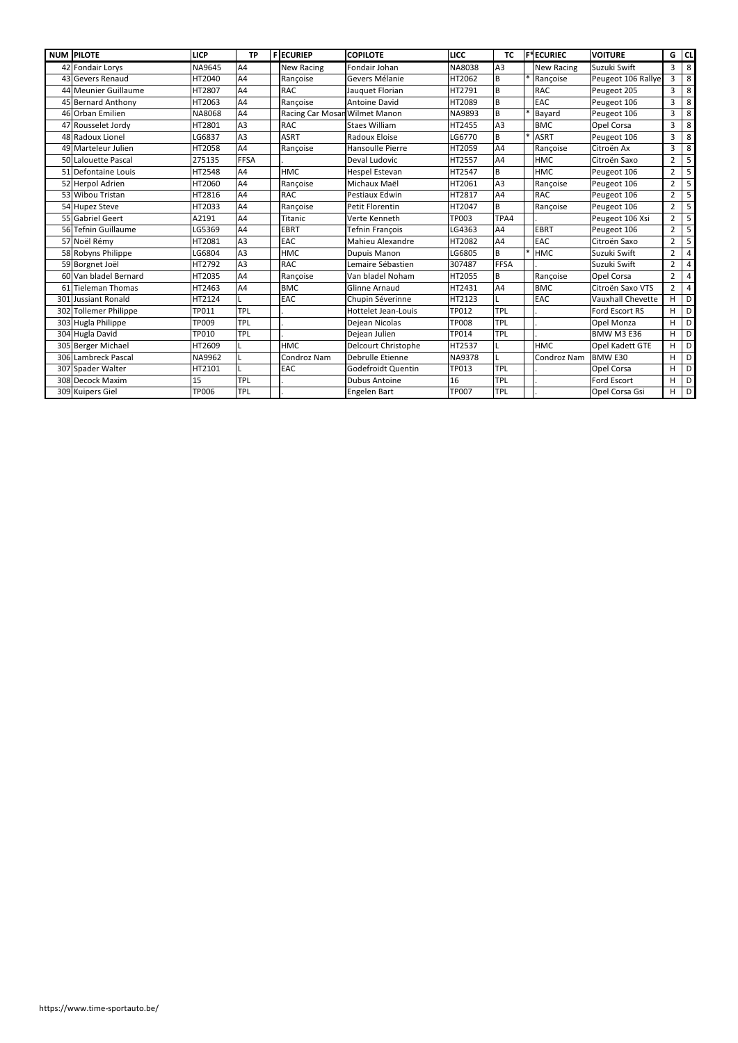| NUM | PILOTE | LICP | TP | F | ECURIEP | COPILOTE | LICC | TC | F* | ECURIEC | VOITURE | G | CL |
|---|---|---|---|---|---|---|---|---|---|---|---|---|---|
| 42 | Fondair Lorys | NA9645 | A4 | | New Racing | Fondair Johan | NA8038 | A3 | | New Racing | Suzuki Swift | 3 | 8 |
| 43 | Gevers Renaud | HT2040 | A4 | | Rançoise | Gevers Mélanie | HT2062 | B | * | Rançoise | Peugeot 106 Rallye | 3 | 8 |
| 44 | Meunier Guillaume | HT2807 | A4 | | RAC | Jauquet Florian | HT2791 | B | | RAC | Peugeot 205 | 3 | 8 |
| 45 | Bernard Anthony | HT2063 | A4 | | Rançoise | Antoine David | HT2089 | B | | EAC | Peugeot 106 | 3 | 8 |
| 46 | Orban Emilien | NA8068 | A4 | | Racing Car Mosan | Wilmet Manon | NA9893 | B | * | Bayard | Peugeot 106 | 3 | 8 |
| 47 | Rousselet Jordy | HT2801 | A3 | | RAC | Staes William | HT2455 | A3 | | BMC | Opel Corsa | 3 | 8 |
| 48 | Radoux Lionel | LG6837 | A3 | | ASRT | Radoux Eloise | LG6770 | B | * | ASRT | Peugeot 106 | 3 | 8 |
| 49 | Marteleur Julien | HT2058 | A4 | | Rançoise | Hansoulle Pierre | HT2059 | A4 | | Rançoise | Citroën Ax | 3 | 8 |
| 50 | Lalouette Pascal | 275135 | FFSA | | . | Deval Ludovic | HT2557 | A4 | | HMC | Citroën Saxo | 2 | 5 |
| 51 | Defontaine Louis | HT2548 | A4 | | HMC | Hespel Estevan | HT2547 | B | | HMC | Peugeot 106 | 2 | 5 |
| 52 | Herpol Adrien | HT2060 | A4 | | Rançoise | Michaux Maël | HT2061 | A3 | | Rançoise | Peugeot 106 | 2 | 5 |
| 53 | Wibou Tristan | HT2816 | A4 | | RAC | Pestiaux Edwin | HT2817 | A4 | | RAC | Peugeot 106 | 2 | 5 |
| 54 | Hupez Steve | HT2033 | A4 | | Rançoise | Petit Florentin | HT2047 | B | | Rançoise | Peugeot 106 | 2 | 5 |
| 55 | Gabriel Geert | A2191 | A4 | | Titanic | Verte Kenneth | TP003 | TPA4 | | . | Peugeot 106 Xsi | 2 | 5 |
| 56 | Tefnin Guillaume | LG5369 | A4 | | EBRT | Tefnin François | LG4363 | A4 | | EBRT | Peugeot 106 | 2 | 5 |
| 57 | Noël Rémy | HT2081 | A3 | | EAC | Mahieu Alexandre | HT2082 | A4 | | EAC | Citroën Saxo | 2 | 5 |
| 58 | Robyns Philippe | LG6804 | A3 | | HMC | Dupuis Manon | LG6805 | B | * | HMC | Suzuki Swift | 2 | 4 |
| 59 | Borgnet Joël | HT2792 | A3 | | RAC | Lemaire Sébastien | 307487 | FFSA | | . | Suzuki Swift | 2 | 4 |
| 60 | Van bladel Bernard | HT2035 | A4 | | Rançoise | Van bladel Noham | HT2055 | B | | Rançoise | Opel Corsa | 2 | 4 |
| 61 | Tieleman Thomas | HT2463 | A4 | | BMC | Glinne Arnaud | HT2431 | A4 | | BMC | Citroën Saxo VTS | 2 | 4 |
| 301 | Jussiant Ronald | HT2124 | L | | EAC | Chupin Séverinne | HT2123 | L | | EAC | Vauxhall Chevette | H | D |
| 302 | Tollemer Philippe | TP011 | TPL | | . | Hottelet Jean-Louis | TP012 | TPL | | . | Ford Escort RS | H | D |
| 303 | Hugla Philippe | TP009 | TPL | | . | Dejean Nicolas | TP008 | TPL | | . | Opel Monza | H | D |
| 304 | Hugla David | TP010 | TPL | | . | Dejean Julien | TP014 | TPL | | . | BMW M3 E36 | H | D |
| 305 | Berger Michael | HT2609 | L | | HMC | Delcourt Christophe | HT2537 | L | | HMC | Opel Kadett GTE | H | D |
| 306 | Lambreck Pascal | NA9962 | L | | Condroz Nam | Debrulle Etienne | NA9378 | L | | Condroz Nam | BMW E30 | H | D |
| 307 | Spader Walter | HT2101 | L | | EAC | Godefroidt Quentin | TP013 | TPL | | . | Opel Corsa | H | D |
| 308 | Decock Maxim | 15 | TPL | | . | Dubus Antoine | 16 | TPL | | . | Ford Escort | H | D |
| 309 | Kuipers Giel | TP006 | TPL | | . | Engelen Bart | TP007 | TPL | | . | Opel Corsa Gsi | H | D |

https://www.time-sportauto.be/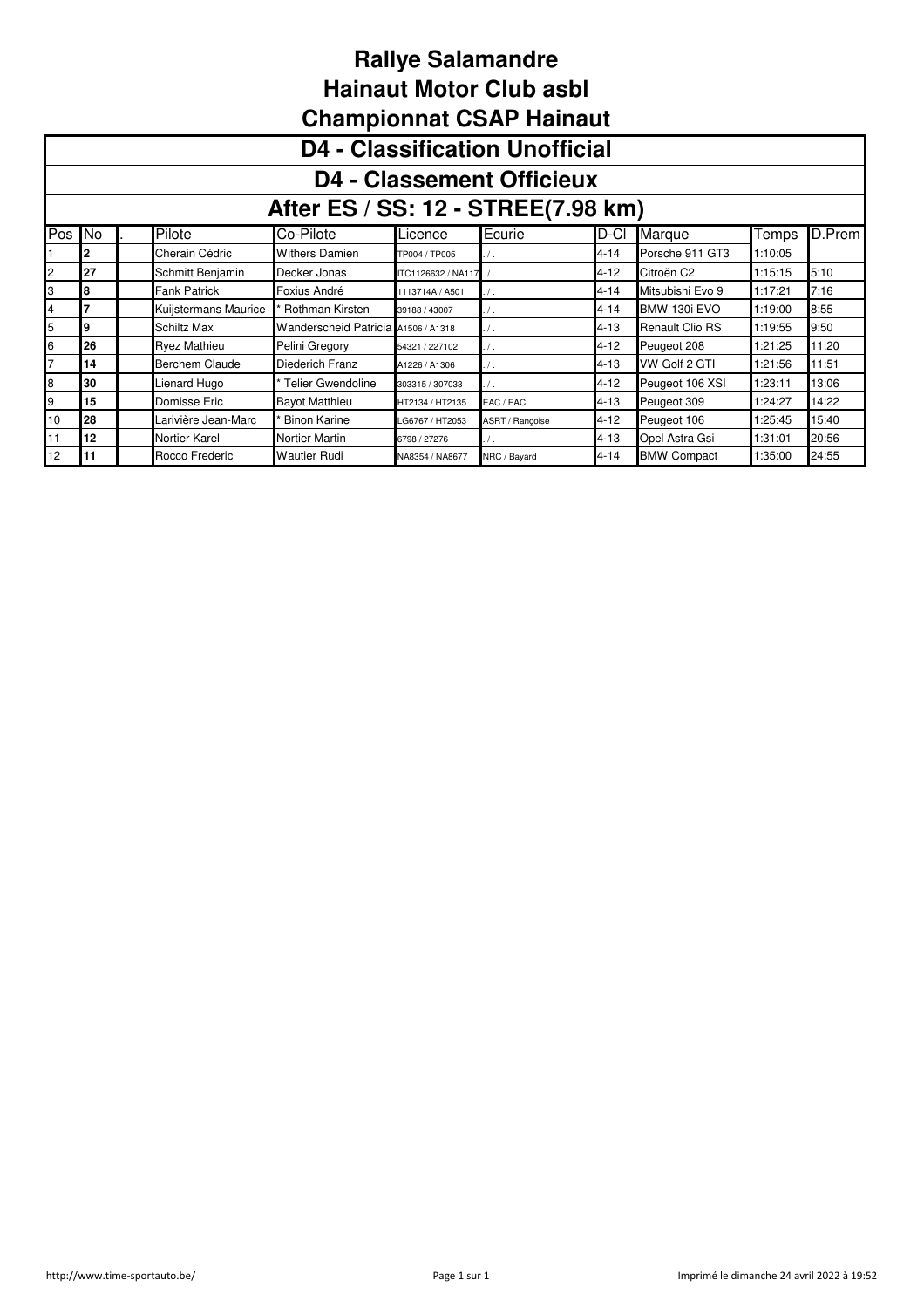# Rallye Salamandre
# Hainaut Motor Club asbl
# Championnat CSAP Hainaut

## D4 - Classification Unofficial

## D4 - Classement Officieux

## After ES / SS: 12 - STREE(7.98 km)

| Pos | No | . | Pilote | Co-Pilote | Licence | Ecurie | D-Cl | Marque | Temps | D.Prem |
|---|---|---|---|---|---|---|---|---|---|---|
| 1 | **2** | | Cherain Cédric | Withers Damien | TP004 / TP005 | . / . | 4-14 | Porsche 911 GT3 | 1:10:05 | |
| 2 | **27** | | Schmitt Benjamin | Decker Jonas | ITC1126632 / NA117 | . / . | 4-12 | Citroën C2 | 1:15:15 | 5:10 |
| 3 | **8** | | Fank Patrick | Foxius André | 1113714A / A501 | . / . | 4-14 | Mitsubishi Evo 9 | 1:17:21 | 7:16 |
| 4 | **7** | | Kuijstermans Maurice | * Rothman Kirsten | 39188 / 43007 | . / . | 4-14 | BMW 130i EVO | 1:19:00 | 8:55 |
| 5 | **9** | | Schiltz Max | Wanderscheid Patricia | A1506 / A1318 | . / . | 4-13 | Renault Clio RS | 1:19:55 | 9:50 |
| 6 | **26** | | Ryez Mathieu | Pelini Gregory | 54321 / 227102 | . / . | 4-12 | Peugeot 208 | 1:21:25 | 11:20 |
| 7 | **14** | | Berchem Claude | Diederich Franz | A1226 / A1306 | . / . | 4-13 | VW Golf 2 GTI | 1:21:56 | 11:51 |
| 8 | **30** | | Lienard Hugo | * Telier Gwendoline | 303315 / 307033 | . / . | 4-12 | Peugeot 106 XSI | 1:23:11 | 13:06 |
| 9 | **15** | | Domisse Eric | Bayot Matthieu | HT2134 / HT2135 | EAC / EAC | 4-13 | Peugeot 309 | 1:24:27 | 14:22 |
| 10 | **28** | | Larivière Jean-Marc | * Binon Karine | LG6767 / HT2053 | ASRT / Rançoise | 4-12 | Peugeot 106 | 1:25:45 | 15:40 |
| 11 | **12** | | Nortier Karel | Nortier Martin | 6798 / 27276 | . / . | 4-13 | Opel Astra Gsi | 1:31:01 | 20:56 |
| 12 | **11** | | Rocco Frederic | Wautier Rudi | NA8354 / NA8677 | NRC / Bayard | 4-14 | BMW Compact | 1:35:00 | 24:55 |

http://www.time-sportauto.be/

Imprimé le dimanche 24 avril 2022 à 19:52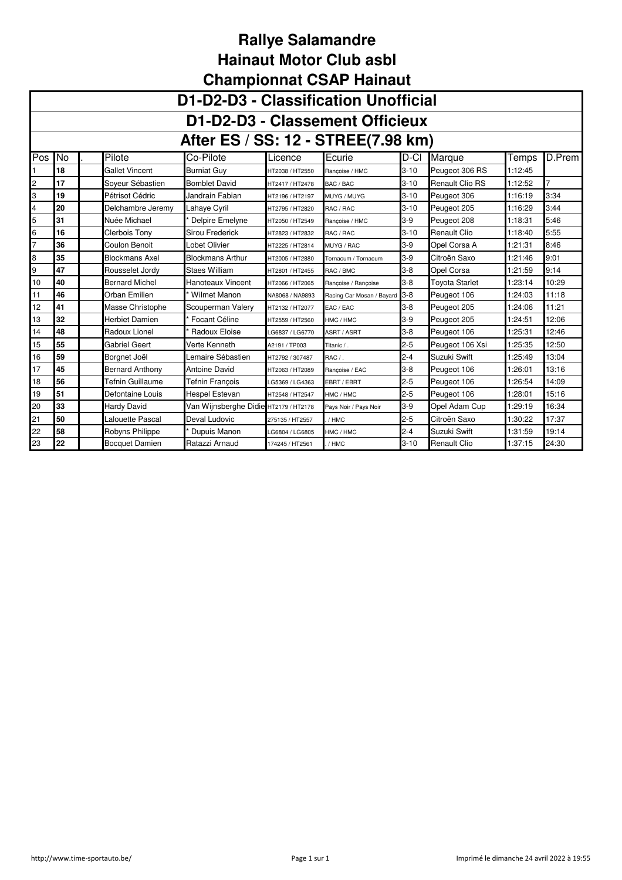# Rallye Salamandre
# Hainaut Motor Club asbl
# Championnat CSAP Hainaut

## D1-D2-D3 - Classification Unofficial

## D1-D2-D3 - Classement Officieux

## After ES / SS: 12 - STREE(7.98 km)

| Pos | No | . | Pilote | Co-Pilote | Licence | Ecurie | D-Cl | Marque | Temps | D.Prem |
|---|---|---|---|---|---|---|---|---|---|---|
| 1 | **18** | | Gallet Vincent | Burniat Guy | HT2038 / HT2550 | Rançoise / HMC | 3-10 | Peugeot 306 RS | 1:12:45 | |
| 2 | **17** | | Soyeur Sébastien | Bomblet David | HT2417 / HT2478 | BAC / BAC | 3-10 | Renault Clio RS | 1:12:52 | 7 |
| 3 | **19** | | Pétrisot Cédric | Jandrain Fabian | HT2196 / HT2197 | MUYG / MUYG | 3-10 | Peugeot 306 | 1:16:19 | 3:34 |
| 4 | **20** | | Delchambre Jeremy | Lahaye Cyril | HT2795 / HT2820 | RAC / RAC | 3-10 | Peugeot 205 | 1:16:29 | 3:44 |
| 5 | **31** | | Nuée Michael | * Delpire Emelyne | HT2050 / HT2549 | Rançoise / HMC | 3-9 | Peugeot 208 | 1:18:31 | 5:46 |
| 6 | **16** | | Clerbois Tony | Sirou Frederick | HT2823 / HT2832 | RAC / RAC | 3-10 | Renault Clio | 1:18:40 | 5:55 |
| 7 | **36** | | Coulon Benoit | Lobet Olivier | HT2225 / HT2814 | MUYG / RAC | 3-9 | Opel Corsa A | 1:21:31 | 8:46 |
| 8 | **35** | | Blockmans Axel | Blockmans Arthur | HT2005 / HT2880 | Tornacum / Tornacum | 3-9 | Citroën Saxo | 1:21:46 | 9:01 |
| 9 | **47** | | Rousselet Jordy | Staes William | HT2801 / HT2455 | RAC / BMC | 3-8 | Opel Corsa | 1:21:59 | 9:14 |
| 10 | **40** | | Bernard Michel | Hanoteaux Vincent | HT2066 / HT2065 | Rançoise / Rançoise | 3-8 | Toyota Starlet | 1:23:14 | 10:29 |
| 11 | **46** | | Orban Emilien | * Wilmet Manon | NA8068 / NA9893 | Racing Car Mosan / Bayard | 3-8 | Peugeot 106 | 1:24:03 | 11:18 |
| 12 | **41** | | Masse Christophe | Scouperman Valery | HT2132 / HT2077 | EAC / EAC | 3-8 | Peugeot 205 | 1:24:06 | 11:21 |
| 13 | **32** | | Herbiet Damien | * Focant Céline | HT2559 / HT2560 | HMC / HMC | 3-9 | Peugeot 205 | 1:24:51 | 12:06 |
| 14 | **48** | | Radoux Lionel | * Radoux Eloise | LG6837 / LG6770 | ASRT / ASRT | 3-8 | Peugeot 106 | 1:25:31 | 12:46 |
| 15 | **55** | | Gabriel Geert | Verte Kenneth | A2191 / TP003 | Titanic / . | 2-5 | Peugeot 106 Xsi | 1:25:35 | 12:50 |
| 16 | **59** | | Borgnet Joël | Lemaire Sébastien | HT2792 / 307487 | RAC / . | 2-4 | Suzuki Swift | 1:25:49 | 13:04 |
| 17 | **45** | | Bernard Anthony | Antoine David | HT2063 / HT2089 | Rançoise / EAC | 3-8 | Peugeot 106 | 1:26:01 | 13:16 |
| 18 | **56** | | Tefnin Guillaume | Tefnin François | LG5369 / LG4363 | EBRT / EBRT | 2-5 | Peugeot 106 | 1:26:54 | 14:09 |
| 19 | **51** | | Defontaine Louis | Hespel Estevan | HT2548 / HT2547 | HMC / HMC | 2-5 | Peugeot 106 | 1:28:01 | 15:16 |
| 20 | **33** | | Hardy David | Van Wijnsberghe Didie | HT2179 / HT2178 | Pays Noir / Pays Noir | 3-9 | Opel Adam Cup | 1:29:19 | 16:34 |
| 21 | **50** | | Lalouette Pascal | Deval Ludovic | 275135 / HT2557 | . / HMC | 2-5 | Citroën Saxo | 1:30:22 | 17:37 |
| 22 | **58** | | Robyns Philippe | * Dupuis Manon | LG6804 / LG6805 | HMC / HMC | 2-4 | Suzuki Swift | 1:31:59 | 19:14 |
| 23 | **22** | | Bocquet Damien | Ratazzi Arnaud | 174245 / HT2561 | . / HMC | 3-10 | Renault Clio | 1:37:15 | 24:30 |

http://www.time-sportauto.be/ — Imprimé le dimanche 24 avril 2022 à 19:55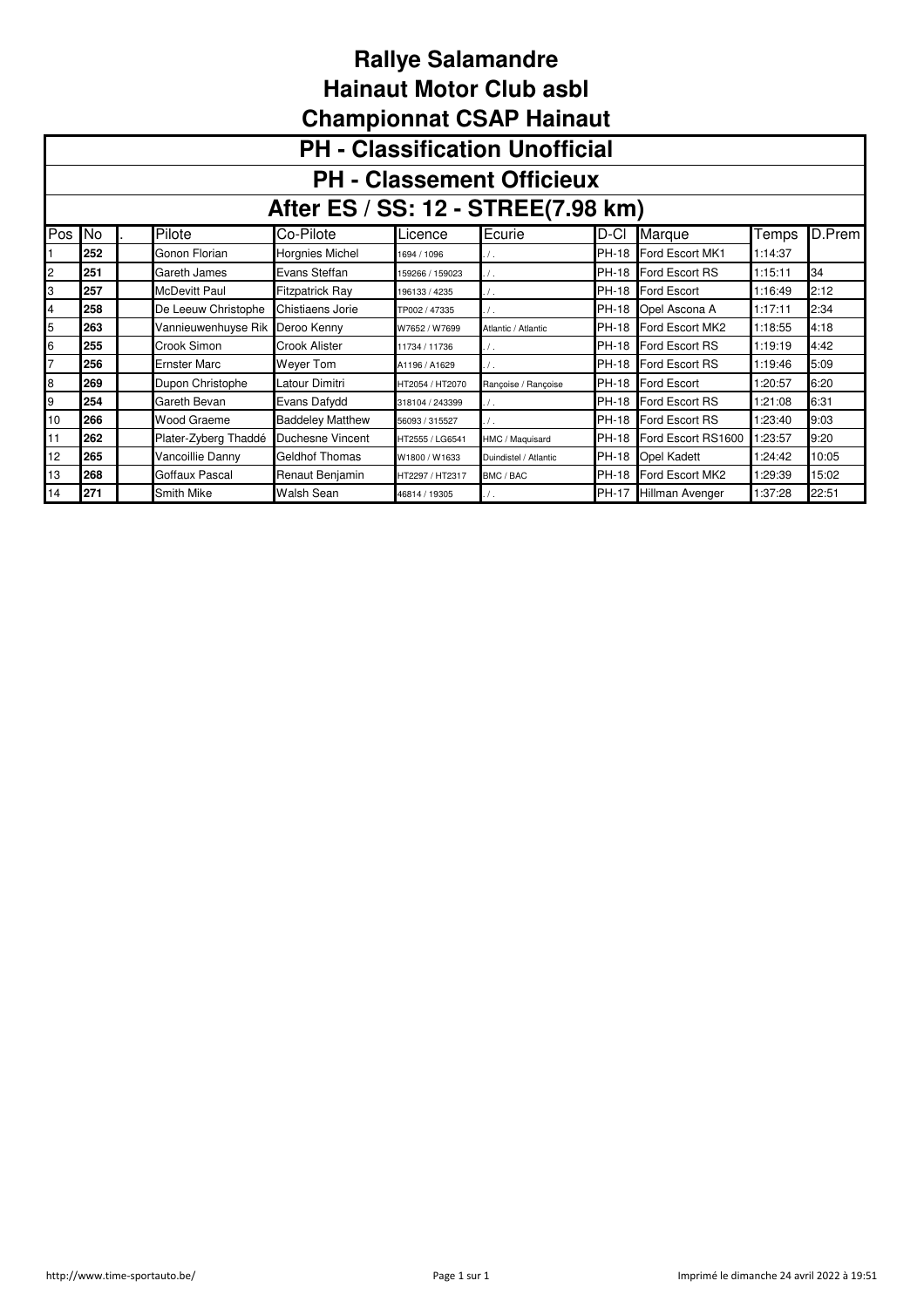# Rallye Salamandre
# Hainaut Motor Club asbl
# Championnat CSAP Hainaut

## PH - Classification Unofficial
## PH - Classement Officieux
## After ES / SS: 12 - STREE(7.98 km)

| Pos | No | . | Pilote | Co-Pilote | Licence | Ecurie | D-Cl | Marque | Temps | D.Prem |
|---|---|---|---|---|---|---|---|---|---|---|
| 1 | 252 | | Gonon Florian | Horgnies Michel | 1694 / 1096 | . / . | PH-18 | Ford Escort MK1 | 1:14:37 | |
| 2 | 251 | | Gareth James | Evans Steffan | 159266 / 159023 | . / . | PH-18 | Ford Escort RS | 1:15:11 | 34 |
| 3 | 257 | | McDevitt Paul | Fitzpatrick Ray | 196133 / 4235 | . / . | PH-18 | Ford Escort | 1:16:49 | 2:12 |
| 4 | 258 | | De Leeuw Christophe | Chistiaens Jorie | TP002 / 47335 | . / . | PH-18 | Opel Ascona A | 1:17:11 | 2:34 |
| 5 | 263 | | Vannieuwenhuyse Rik | Deroo Kenny | W7652 / W7699 | Atlantic / Atlantic | PH-18 | Ford Escort MK2 | 1:18:55 | 4:18 |
| 6 | 255 | | Crook Simon | Crook Alister | 11734 / 11736 | . / . | PH-18 | Ford Escort RS | 1:19:19 | 4:42 |
| 7 | 256 | | Ernster Marc | Weyer Tom | A1196 / A1629 | . / . | PH-18 | Ford Escort RS | 1:19:46 | 5:09 |
| 8 | 269 | | Dupon Christophe | Latour Dimitri | HT2054 / HT2070 | Rançoise / Rançoise | PH-18 | Ford Escort | 1:20:57 | 6:20 |
| 9 | 254 | | Gareth Bevan | Evans Dafydd | 318104 / 243399 | . / . | PH-18 | Ford Escort RS | 1:21:08 | 6:31 |
| 10 | 266 | | Wood Graeme | Baddeley Matthew | 56093 / 315527 | . / . | PH-18 | Ford Escort RS | 1:23:40 | 9:03 |
| 11 | 262 | | Plater-Zyberg Thaddé | Duchesne Vincent | HT2555 / LG6541 | HMC / Maquisard | PH-18 | Ford Escort RS1600 | 1:23:57 | 9:20 |
| 12 | 265 | | Vancoillie Danny | Geldhof Thomas | W1800 / W1633 | Duindistel / Atlantic | PH-18 | Opel Kadett | 1:24:42 | 10:05 |
| 13 | 268 | | Goffaux Pascal | Renaut Benjamin | HT2297 / HT2317 | BMC / BAC | PH-18 | Ford Escort MK2 | 1:29:39 | 15:02 |
| 14 | 271 | | Smith Mike | Walsh Sean | 46814 / 19305 | . / . | PH-17 | Hillman Avenger | 1:37:28 | 22:51 |

http://www.time-sportauto.be/

Imprimé le dimanche 24 avril 2022 à 19:51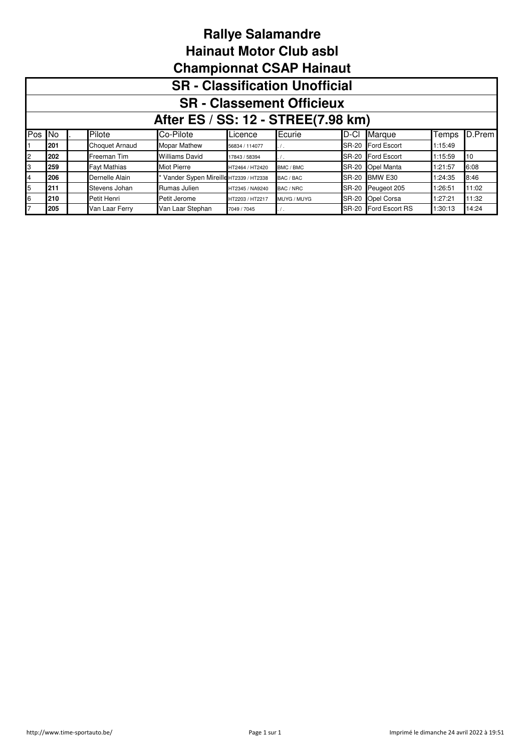# Rallye Salamandre
# Hainaut Motor Club asbl
# Championnat CSAP Hainaut

## SR - Classification Unofficial
## SR - Classement Officieux
## After ES / SS: 12 - STREE(7.98 km)

| Pos | No | . | Pilote | Co-Pilote | Licence | Ecurie | D-Cl | Marque | Temps | D.Prem |
|---|---|---|---|---|---|---|---|---|---|---|
| 1 | **201** | | Choquet Arnaud | Mopar Mathew | 56834 / 114077 | . / . | SR-20 | Ford Escort | 1:15:49 | |
| 2 | **202** | | Freeman Tim | Williams David | 17843 / 58394 | . / . | SR-20 | Ford Escort | 1:15:59 | 10 |
| 3 | **259** | | Fayt Mathias | Miot Pierre | HT2464 / HT2420 | BMC / BMC | SR-20 | Opel Manta | 1:21:57 | 6:08 |
| 4 | **206** | | Dernelle Alain | * Vander Sypen Mireille | HT2339 / HT2338 | BAC / BAC | SR-20 | BMW E30 | 1:24:35 | 8:46 |
| 5 | **211** | | Stevens Johan | Rumas Julien | HT2345 / NA9240 | BAC / NRC | SR-20 | Peugeot 205 | 1:26:51 | 11:02 |
| 6 | **210** | | Petit Henri | Petit Jerome | HT2203 / HT2217 | MUYG / MUYG | SR-20 | Opel Corsa | 1:27:21 | 11:32 |
| 7 | **205** | | Van Laar Ferry | Van Laar Stephan | 7049 / 7045 | . / . | SR-20 | Ford Escort RS | 1:30:13 | 14:24 |

http://www.time-sportauto.be/ Imprimé le dimanche 24 avril 2022 à 19:51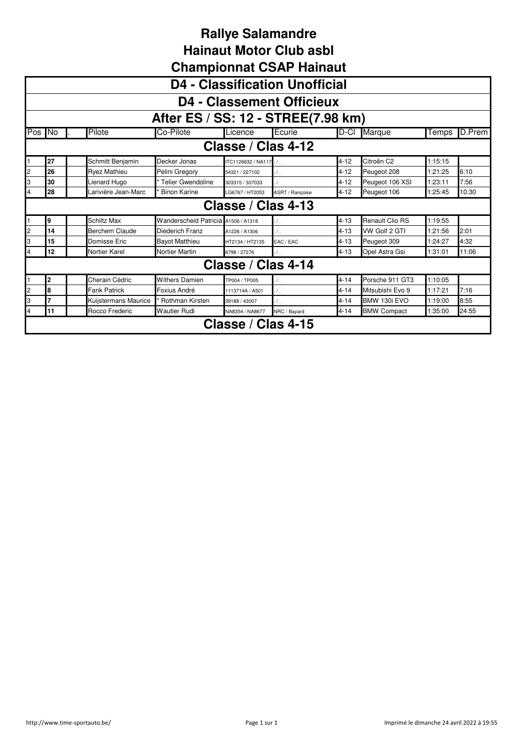# Rallye Salamandre
# Hainaut Motor Club asbl
# Championnat CSAP Hainaut

## D4 - Classification Unofficial
## D4 - Classement Officieux
## After ES / SS: 12 - STREE(7.98 km)

| Pos | No | . | Pilote | Co-Pilote | Licence | Ecurie | D-Cl | Marque | Temps | D.Prem |
|---|---|---|---|---|---|---|---|---|---|---|
| **Classe / Clas 4-12** | | | | | | | | | | |
| 1 | **27** | | Schmitt Benjamin | Decker Jonas | ITC1126632 / NA117 | . / . | 4-12 | Citroën C2 | 1:15:15 | |
| 2 | **26** | | Ryez Mathieu | Pelini Gregory | 54321 / 227102 | . / . | 4-12 | Peugeot 208 | 1:21:25 | 6:10 |
| 3 | **30** | | Lienard Hugo | * Telier Gwendoline | 303315 / 307033 | . / . | 4-12 | Peugeot 106 XSI | 1:23:11 | 7:56 |
| 4 | **28** | | Larivière Jean-Marc | * Binon Karine | LG6767 / HT2053 | ASRT / Rançoise | 4-12 | Peugeot 106 | 1:25:45 | 10:30 |
| **Classe / Clas 4-13** | | | | | | | | | | |
| 1 | **9** | | Schiltz Max | Wanderscheid Patricia | A1506 / A1318 | . / . | 4-13 | Renault Clio RS | 1:19:55 | |
| 2 | **14** | | Berchem Claude | Diederich Franz | A1226 / A1306 | . / . | 4-13 | VW Golf 2 GTI | 1:21:56 | 2:01 |
| 3 | **15** | | Domisse Eric | Bayot Matthieu | HT2134 / HT2135 | EAC / EAC | 4-13 | Peugeot 309 | 1:24:27 | 4:32 |
| 4 | **12** | | Nortier Karel | Nortier Martin | 6798 / 27276 | . / . | 4-13 | Opel Astra Gsi | 1:31:01 | 11:06 |
| **Classe / Clas 4-14** | | | | | | | | | | |
| 1 | **2** | | Cherain Cédric | Withers Damien | TP004 / TP005 | . / . | 4-14 | Porsche 911 GT3 | 1:10:05 | |
| 2 | **8** | | Fank Patrick | Foxius André | 1113714A / A501 | . / . | 4-14 | Mitsubishi Evo 9 | 1:17:21 | 7:16 |
| 3 | **7** | | Kuijstermans Maurice | * Rothman Kirsten | 39188 / 43007 | . / . | 4-14 | BMW 130i EVO | 1:19:00 | 8:55 |
| 4 | **11** | | Rocco Frederic | Wautier Rudi | NA8354 / NA8677 | NRC / Bayard | 4-14 | BMW Compact | 1:35:00 | 24:55 |
| **Classe / Clas 4-15** | | | | | | | | | | |

http://www.time-sportauto.be/ Imprimé le dimanche 24 avril 2022 à 19:55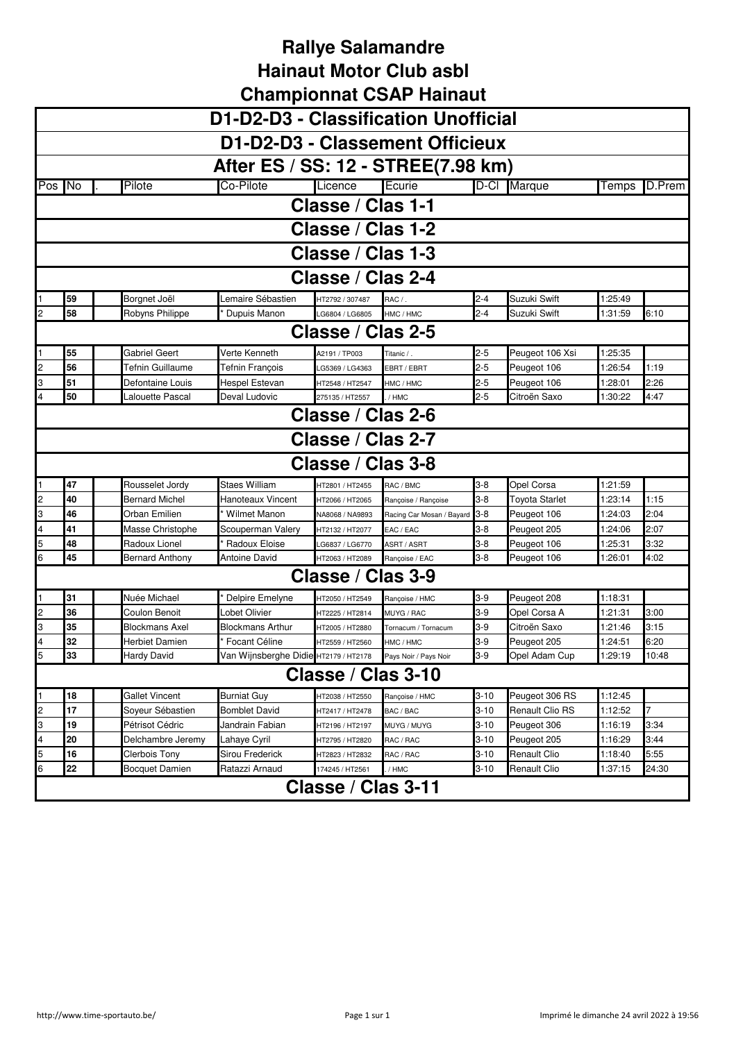# Rallye Salamandre
# Hainaut Motor Club asbl
# Championnat CSAP Hainaut

## D1-D2-D3 - Classification Unofficial
## D1-D2-D3 - Classement Officieux
## After ES / SS: 12 - STREE(7.98 km)

| Pos | No | . | Pilote | Co-Pilote | Licence | Ecurie | D-Cl | Marque | Temps | D.Prem |
|---|---|---|---|---|---|---|---|---|---|---|
| **Classe / Clas 1-1** | | | | | | | | | | |
| **Classe / Clas 1-2** | | | | | | | | | | |
| **Classe / Clas 1-3** | | | | | | | | | | |
| **Classe / Clas 2-4** | | | | | | | | | | |
| 1 | 59 | | Borgnet Joël | Lemaire Sébastien | HT2792 / 307487 | RAC / . | 2-4 | Suzuki Swift | 1:25:49 | |
| 2 | 58 | | Robyns Philippe | * Dupuis Manon | LG6804 / LG6805 | HMC / HMC | 2-4 | Suzuki Swift | 1:31:59 | 6:10 |
| **Classe / Clas 2-5** | | | | | | | | | | |
| 1 | 55 | | Gabriel Geert | Verte Kenneth | A2191 / TP003 | Titanic / . | 2-5 | Peugeot 106 Xsi | 1:25:35 | |
| 2 | 56 | | Tefnin Guillaume | Tefnin François | LG5369 / LG4363 | EBRT / EBRT | 2-5 | Peugeot 106 | 1:26:54 | 1:19 |
| 3 | 51 | | Defontaine Louis | Hespel Estevan | HT2548 / HT2547 | HMC / HMC | 2-5 | Peugeot 106 | 1:28:01 | 2:26 |
| 4 | 50 | | Lalouette Pascal | Deval Ludovic | 275135 / HT2557 | . / HMC | 2-5 | Citroën Saxo | 1:30:22 | 4:47 |
| **Classe / Clas 2-6** | | | | | | | | | | |
| **Classe / Clas 2-7** | | | | | | | | | | |
| **Classe / Clas 3-8** | | | | | | | | | | |
| 1 | 47 | | Rousselet Jordy | Staes William | HT2801 / HT2455 | RAC / BMC | 3-8 | Opel Corsa | 1:21:59 | |
| 2 | 40 | | Bernard Michel | Hanoteaux Vincent | HT2066 / HT2065 | Rançoise / Rançoise | 3-8 | Toyota Starlet | 1:23:14 | 1:15 |
| 3 | 46 | | Orban Emilien | * Wilmet Manon | NA8068 / NA9893 | Racing Car Mosan / Bayard | 3-8 | Peugeot 106 | 1:24:03 | 2:04 |
| 4 | 41 | | Masse Christophe | Scouperman Valery | HT2132 / HT2077 | EAC / EAC | 3-8 | Peugeot 205 | 1:24:06 | 2:07 |
| 5 | 48 | | Radoux Lionel | * Radoux Eloise | LG6837 / LG6770 | ASRT / ASRT | 3-8 | Peugeot 106 | 1:25:31 | 3:32 |
| 6 | 45 | | Bernard Anthony | Antoine David | HT2063 / HT2089 | Rançoise / EAC | 3-8 | Peugeot 106 | 1:26:01 | 4:02 |
| **Classe / Clas 3-9** | | | | | | | | | | |
| 1 | 31 | | Nuée Michael | * Delpire Emelyne | HT2050 / HT2549 | Rançoise / HMC | 3-9 | Peugeot 208 | 1:18:31 | |
| 2 | 36 | | Coulon Benoit | Lobet Olivier | HT2225 / HT2814 | MUYG / RAC | 3-9 | Opel Corsa A | 1:21:31 | 3:00 |
| 3 | 35 | | Blockmans Axel | Blockmans Arthur | HT2005 / HT2880 | Tornacum / Tornacum | 3-9 | Citroën Saxo | 1:21:46 | 3:15 |
| 4 | 32 | | Herbiet Damien | * Focant Céline | HT2559 / HT2560 | HMC / HMC | 3-9 | Peugeot 205 | 1:24:51 | 6:20 |
| 5 | 33 | | Hardy David | Van Wijnsberghe Didie | HT2179 / HT2178 | Pays Noir / Pays Noir | 3-9 | Opel Adam Cup | 1:29:19 | 10:48 |
| **Classe / Clas 3-10** | | | | | | | | | | |
| 1 | 18 | | Gallet Vincent | Burniat Guy | HT2038 / HT2550 | Rançoise / HMC | 3-10 | Peugeot 306 RS | 1:12:45 | |
| 2 | 17 | | Soyeur Sébastien | Bomblet David | HT2417 / HT2478 | BAC / BAC | 3-10 | Renault Clio RS | 1:12:52 | 7 |
| 3 | 19 | | Pétrisot Cédric | Jandrain Fabian | HT2196 / HT2197 | MUYG / MUYG | 3-10 | Peugeot 306 | 1:16:19 | 3:34 |
| 4 | 20 | | Delchambre Jeremy | Lahaye Cyril | HT2795 / HT2820 | RAC / RAC | 3-10 | Peugeot 205 | 1:16:29 | 3:44 |
| 5 | 16 | | Clerbois Tony | Sirou Frederick | HT2823 / HT2832 | RAC / RAC | 3-10 | Renault Clio | 1:18:40 | 5:55 |
| 6 | 22 | | Bocquet Damien | Ratazzi Arnaud | 174245 / HT2561 | . / HMC | 3-10 | Renault Clio | 1:37:15 | 24:30 |
| **Classe / Clas 3-11** | | | | | | | | | | |

http://www.time-sportauto.be/ — Imprimé le dimanche 24 avril 2022 à 19:56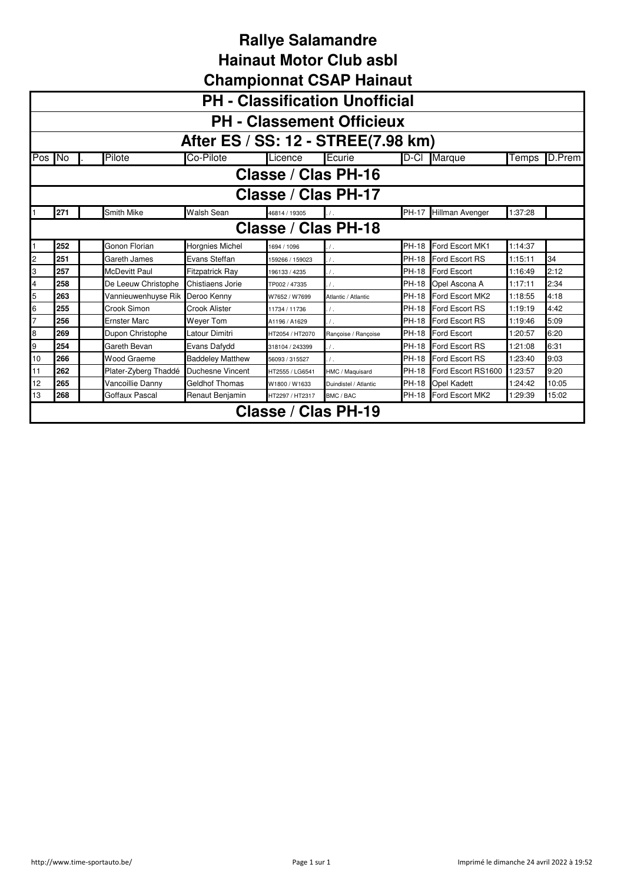# Rallye Salamandre
## Hainaut Motor Club asbl
## Championnat CSAP Hainaut

### PH - Classification Unofficial
### PH - Classement Officieux
### After ES / SS: 12 - STREE(7.98 km)

| Pos | No | . | Pilote | Co-Pilote | Licence | Ecurie | D-Cl | Marque | Temps | D.Prem |
|---|---|---|---|---|---|---|---|---|---|---|
| **Classe / Clas PH-16** | | | | | | | | | | |
| **Classe / Clas PH-17** | | | | | | | | | | |
| 1 | **271** | | Smith Mike | Walsh Sean | 46814 / 19305 | . / . | PH-17 | Hillman Avenger | 1:37:28 | |
| **Classe / Clas PH-18** | | | | | | | | | | |
| 1 | **252** | | Gonon Florian | Horgnies Michel | 1694 / 1096 | . / . | PH-18 | Ford Escort MK1 | 1:14:37 | |
| 2 | **251** | | Gareth James | Evans Steffan | 159266 / 159023 | . / . | PH-18 | Ford Escort RS | 1:15:11 | 34 |
| 3 | **257** | | McDevitt Paul | Fitzpatrick Ray | 196133 / 4235 | . / . | PH-18 | Ford Escort | 1:16:49 | 2:12 |
| 4 | **258** | | De Leeuw Christophe | Chistiaens Jorie | TP002 / 47335 | . / . | PH-18 | Opel Ascona A | 1:17:11 | 2:34 |
| 5 | **263** | | Vannieuwenhuyse Rik | Deroo Kenny | W7652 / W7699 | Atlantic / Atlantic | PH-18 | Ford Escort MK2 | 1:18:55 | 4:18 |
| 6 | **255** | | Crook Simon | Crook Alister | 11734 / 11736 | . / . | PH-18 | Ford Escort RS | 1:19:19 | 4:42 |
| 7 | **256** | | Ernster Marc | Weyer Tom | A1196 / A1629 | . / . | PH-18 | Ford Escort RS | 1:19:46 | 5:09 |
| 8 | **269** | | Dupon Christophe | Latour Dimitri | HT2054 / HT2070 | Rançoise / Rançoise | PH-18 | Ford Escort | 1:20:57 | 6:20 |
| 9 | **254** | | Gareth Bevan | Evans Dafydd | 318104 / 243399 | . / . | PH-18 | Ford Escort RS | 1:21:08 | 6:31 |
| 10 | **266** | | Wood Graeme | Baddeley Matthew | 56093 / 315527 | . / . | PH-18 | Ford Escort RS | 1:23:40 | 9:03 |
| 11 | **262** | | Plater-Zyberg Thaddé | Duchesne Vincent | HT2555 / LG6541 | HMC / Maquisard | PH-18 | Ford Escort RS1600 | 1:23:57 | 9:20 |
| 12 | **265** | | Vancoillie Danny | Geldhof Thomas | W1800 / W1633 | Duindistel / Atlantic | PH-18 | Opel Kadett | 1:24:42 | 10:05 |
| 13 | **268** | | Goffaux Pascal | Renaut Benjamin | HT2297 / HT2317 | BMC / BAC | PH-18 | Ford Escort MK2 | 1:29:39 | 15:02 |
| **Classe / Clas PH-19** | | | | | | | | | | |

http://www.time-sportauto.be/

Imprimé le dimanche 24 avril 2022 à 19:52